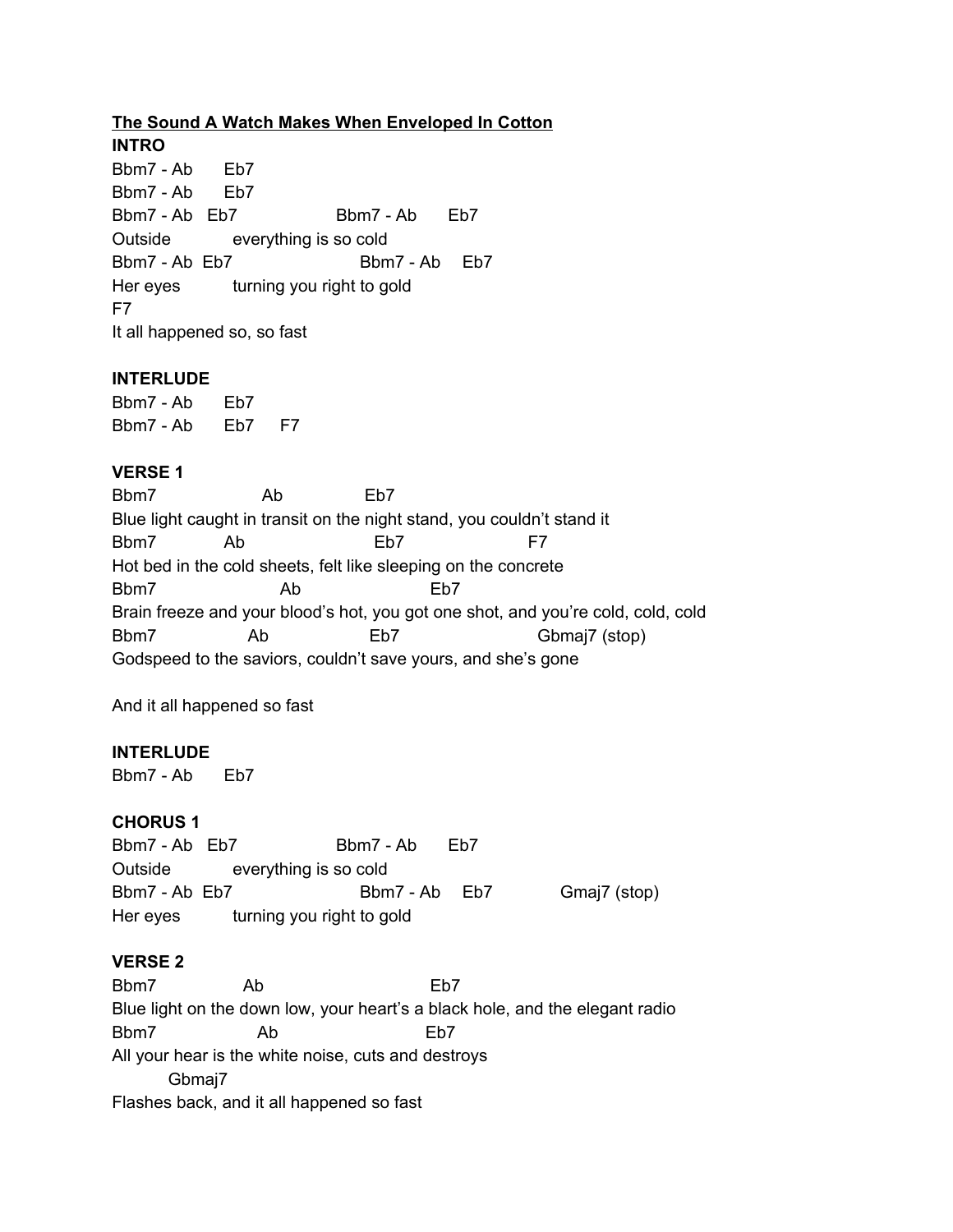**The Sound A Watch Makes When Enveloped In Cotton**

**INTRO**

```
Bbm7 - Ab      Eb7
Bbm7 - Ab      Eb7
Bbm7 - Ab   Eb7                 Bbm7 - Ab      Eb7
Outside            everything is so cold
Bbm7 - Ab  Eb7                       Bbm7 - Ab    Eb7
Her eyes          turning you right to gold
F7
It all happened so, so fast
```

**INTERLUDE**

```
Bbm7 - Ab      Eb7
Bbm7 - Ab      Eb7     F7
```

**VERSE 1**

```
Bbm7                    Ab                Eb7
Blue light caught in transit on the night stand, you couldn't stand it
Bbm7             Ab                        Eb7                        F7
Hot bed in the cold sheets, felt like sleeping on the concrete
Bbm7                        Ab                          Eb7
Brain freeze and your blood's hot, you got one shot, and you're cold, cold, cold
Bbm7                  Ab                    Eb7                        Gbmaj7 (stop)
Godspeed to the saviors, couldn't save yours, and she's gone

And it all happened so fast
```

**INTERLUDE**

```
Bbm7 - Ab      Eb7
```

**CHORUS 1**

```
Bbm7 - Ab   Eb7                 Bbm7 - Ab      Eb7
Outside            everything is so cold
Bbm7 - Ab  Eb7                       Bbm7 - Ab    Eb7             Gmaj7 (stop)
Her eyes          turning you right to gold
```

**VERSE 2**

```
Bbm7                 Ab                             Eb7
Blue light on the down low, your heart's a black hole, and the elegant radio
Bbm7                    Ab                           Eb7
All your hear is the white noise, cuts and destroys
          Gbmaj7
Flashes back, and it all happened so fast
```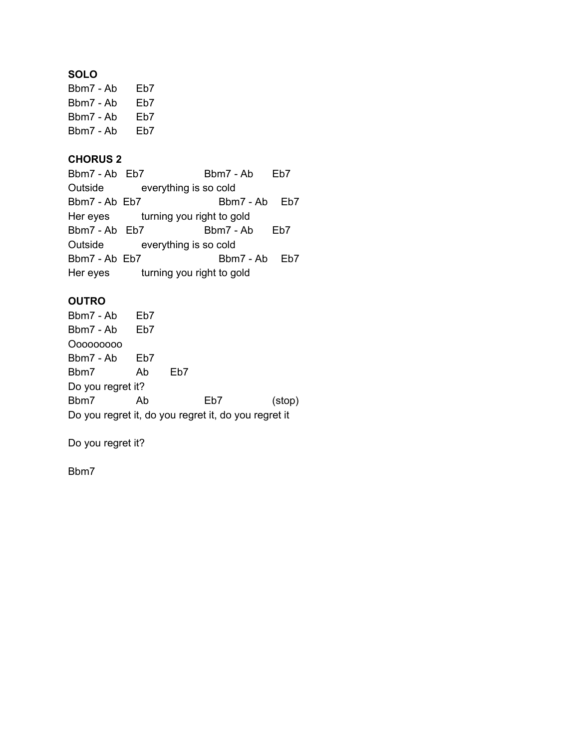**SOLO**

```
Bbm7 - Ab       Eb7
Bbm7 - Ab       Eb7
Bbm7 - Ab       Eb7
Bbm7 - Ab       Eb7
```

**CHORUS 2**

```
Bbm7 - Ab   Eb7                  Bbm7 - Ab       Eb7
Outside             everything is so cold
Bbm7 - Ab  Eb7                         Bbm7 - Ab     Eb7
Her eyes           turning you right to gold
Bbm7 - Ab   Eb7                  Bbm7 - Ab       Eb7
Outside             everything is so cold
Bbm7 - Ab  Eb7                         Bbm7 - Ab     Eb7
Her eyes           turning you right to gold
```

**OUTRO**

```
Bbm7 - Ab       Eb7
Bbm7 - Ab       Eb7
Ooooooooo
Bbm7 - Ab       Eb7
Bbm7            Ab       Eb7
Do you regret it?
Bbm7            Ab                  Eb7                (stop)
Do you regret it, do you regret it, do you regret it

Do you regret it?

Bbm7
```